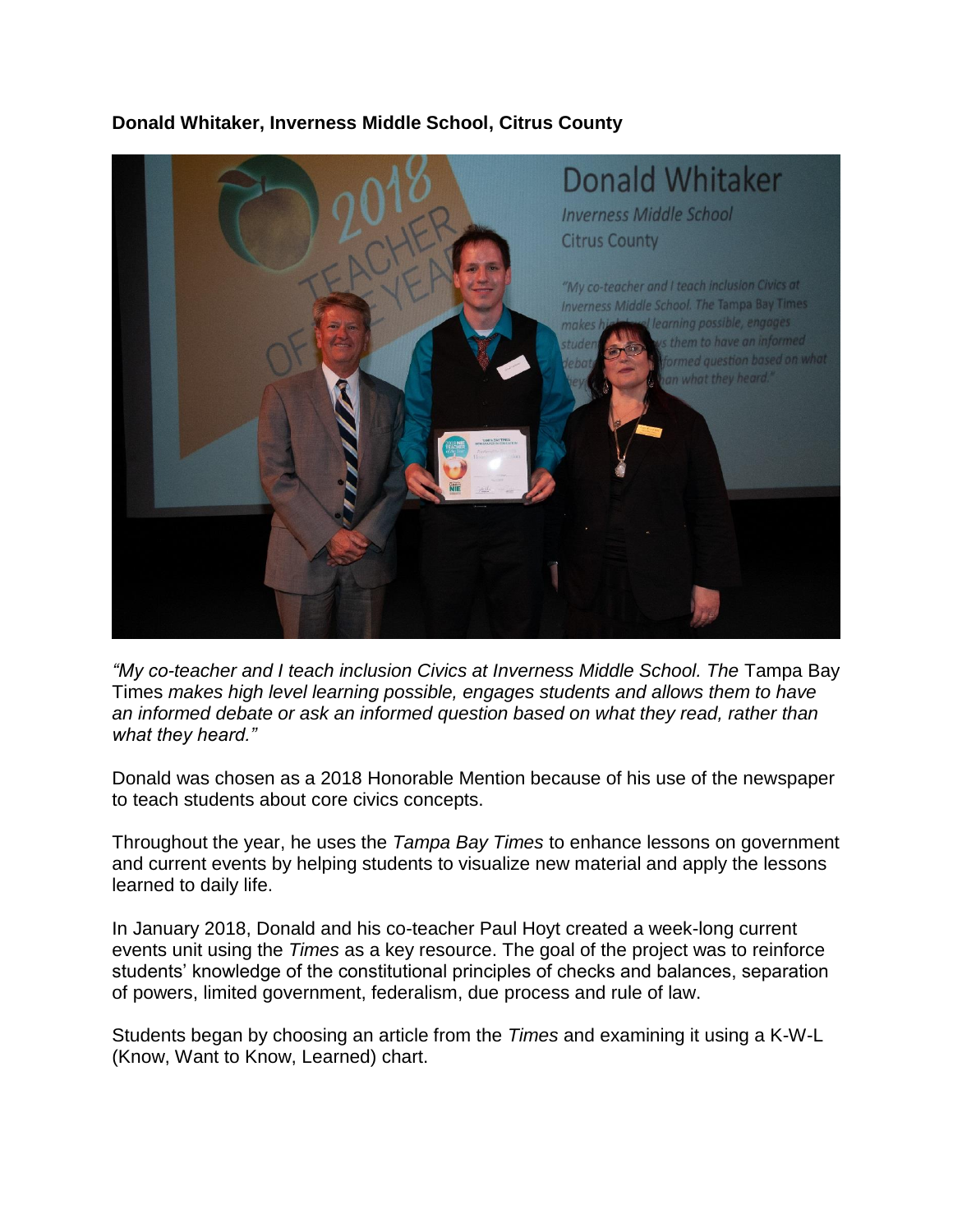**Donald Whitaker, Inverness Middle School, Citrus County**

*"My co-teacher and I teach inclusion Civics at Inverness Middle School. The* Tampa Bay Times *makes high level learning possible, engages students and allows them to have an informed debate or ask an informed question based on what they read, rather than what they heard."*

Donald was chosen as a 2018 Honorable Mention because of his use of the newspaper to teach students about core civics concepts.

Throughout the year, he uses the *Tampa Bay Times* to enhance lessons on government and current events by helping students to visualize new material and apply the lessons learned to daily life.

In January 2018, Donald and his co-teacher Paul Hoyt created a week-long current events unit using the *Times* as a key resource. The goal of the project was to reinforce students' knowledge of the constitutional principles of checks and balances, separation of powers, limited government, federalism, due process and rule of law.

Students began by choosing an article from the *Times* and examining it using a K-W-L (Know, Want to Know, Learned) chart.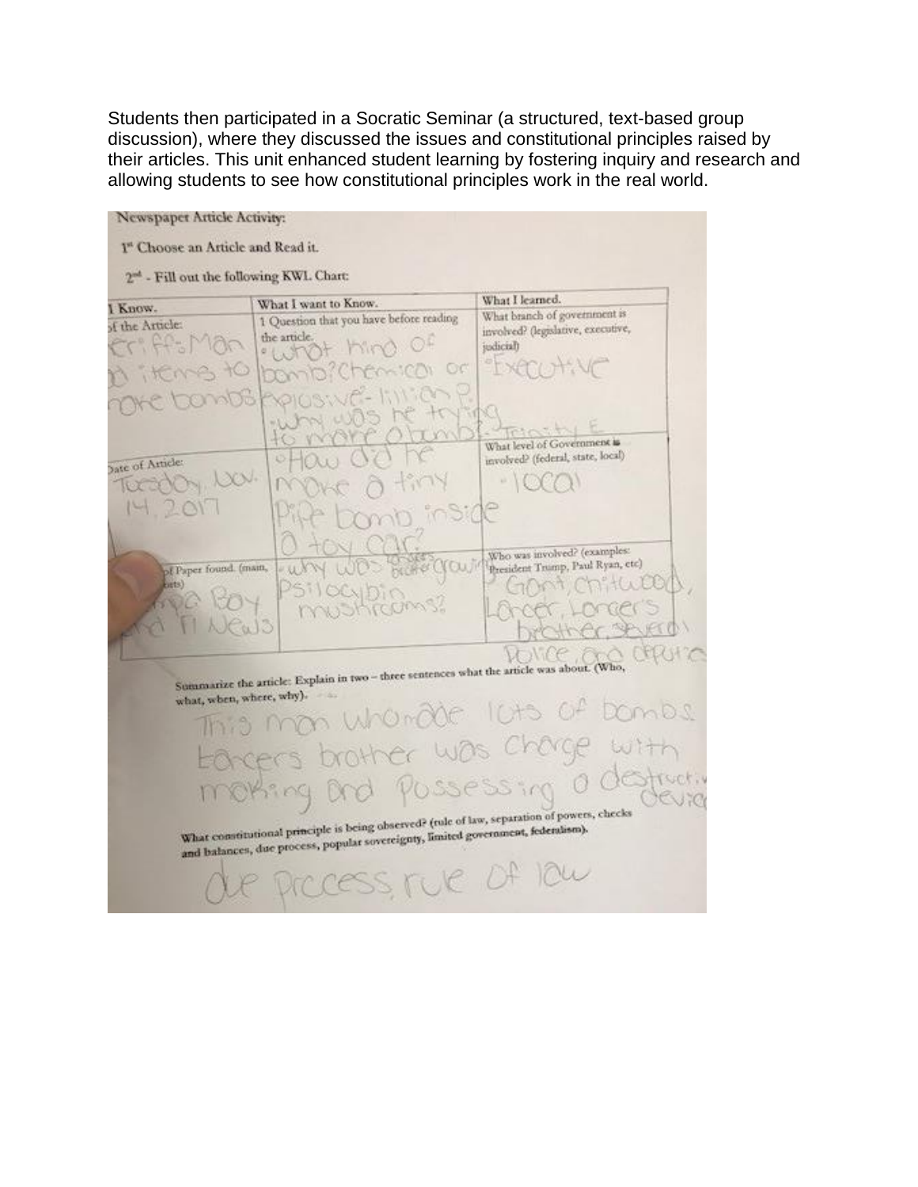Students then participated in a Socratic Seminar (a structured, text-based group discussion), where they discussed the issues and constitutional principles raised by their articles. This unit enhanced student learning by fostering inquiry and research and allowing students to see how constitutional principles work in the real world.

Newspaper Article Activity:

1st Choose an Article and Read it.

2nd - Fill out the following KWL Chart:

| I Know. | What I want to Know. | What I learned. |
|---|---|---|
| of the Article: Sheriff: Man had items to make bombs | 1 Question that you have before reading the article. • What kind of bomb? Chemical or explosive - lithium? • why was he trying to make a bomb? | What branch of government is involved? (legislative, executive, judicial) • Executive - Trinity E |
| Date of Article: Tuesday, Nov. 14, 2017 | • How did he make a tiny pipe bomb inside a toy car? | What level of Government is involved? (federal, state, local) • local |
| of Paper found. (main, sports) Paper Boy and FI News | • why was Lancer's brother growing psilocybin mushrooms? | Who was involved? (examples: President Trump, Paul Ryan, etc) Grant, Chitwood, Lancer, Lancer's brother, several police, and deputies |

Summarize the article: Explain in two – three sentences what the article was about. (Who, what, when, where, why).

This man who made lots of bombs Lancers brother was charge with making and possessing a destructive device

What constitutional principle is being observed? (rule of law, separation of powers, checks and balances, due process, popular sovereignty, limited government, federalism).

due process, rule of law